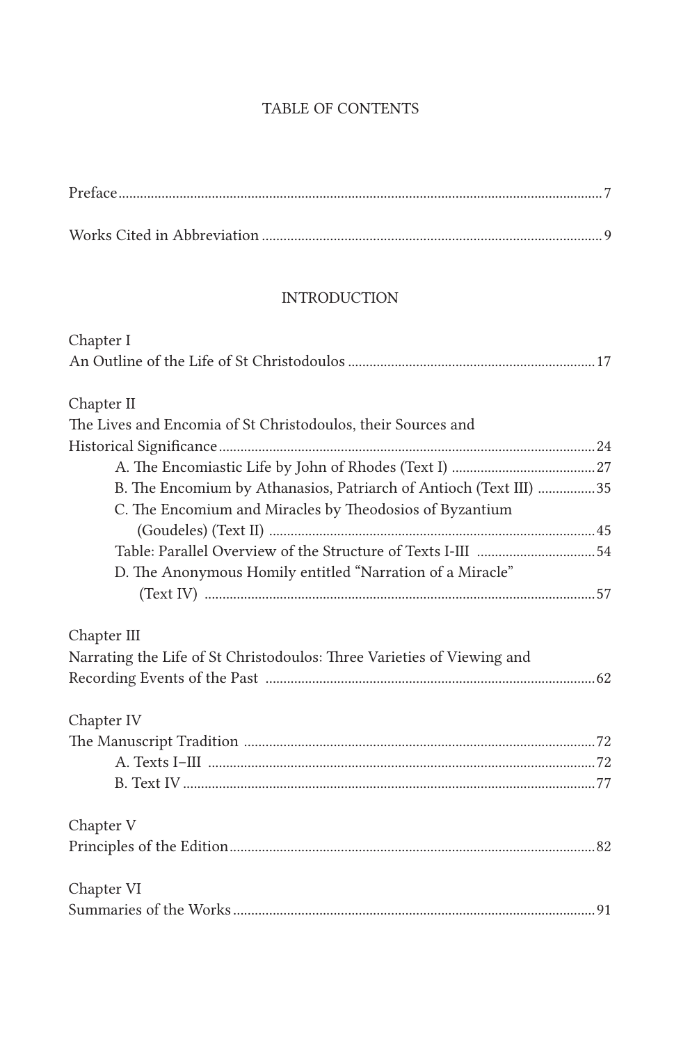# TABLE OF CONTENTS

Preface ..... 7

Works Cited in Abbreviation ..... 9

## INTRODUCTION

Chapter I
An Outline of the Life of St Christodoulos ..... 17

Chapter II
The Lives and Encomia of St Christodoulos, their Sources and Historical Significance ..... 24

- A. The Encomiastic Life by John of Rhodes (Text I) ..... 27
- B. The Encomium by Athanasios, Patriarch of Antioch (Text III) ..... 35
- C. The Encomium and Miracles by Theodosios of Byzantium (Goudeles) (Text II) ..... 45
- Table: Parallel Overview of the Structure of Texts I-III ..... 54
- D. The Anonymous Homily entitled "Narration of a Miracle" (Text IV) ..... 57

Chapter III
Narrating the Life of St Christodoulos: Three Varieties of Viewing and Recording Events of the Past ..... 62

Chapter IV
The Manuscript Tradition ..... 72

- A. Texts I–III ..... 72
- B. Text IV ..... 77

Chapter V
Principles of the Edition ..... 82

Chapter VI
Summaries of the Works ..... 91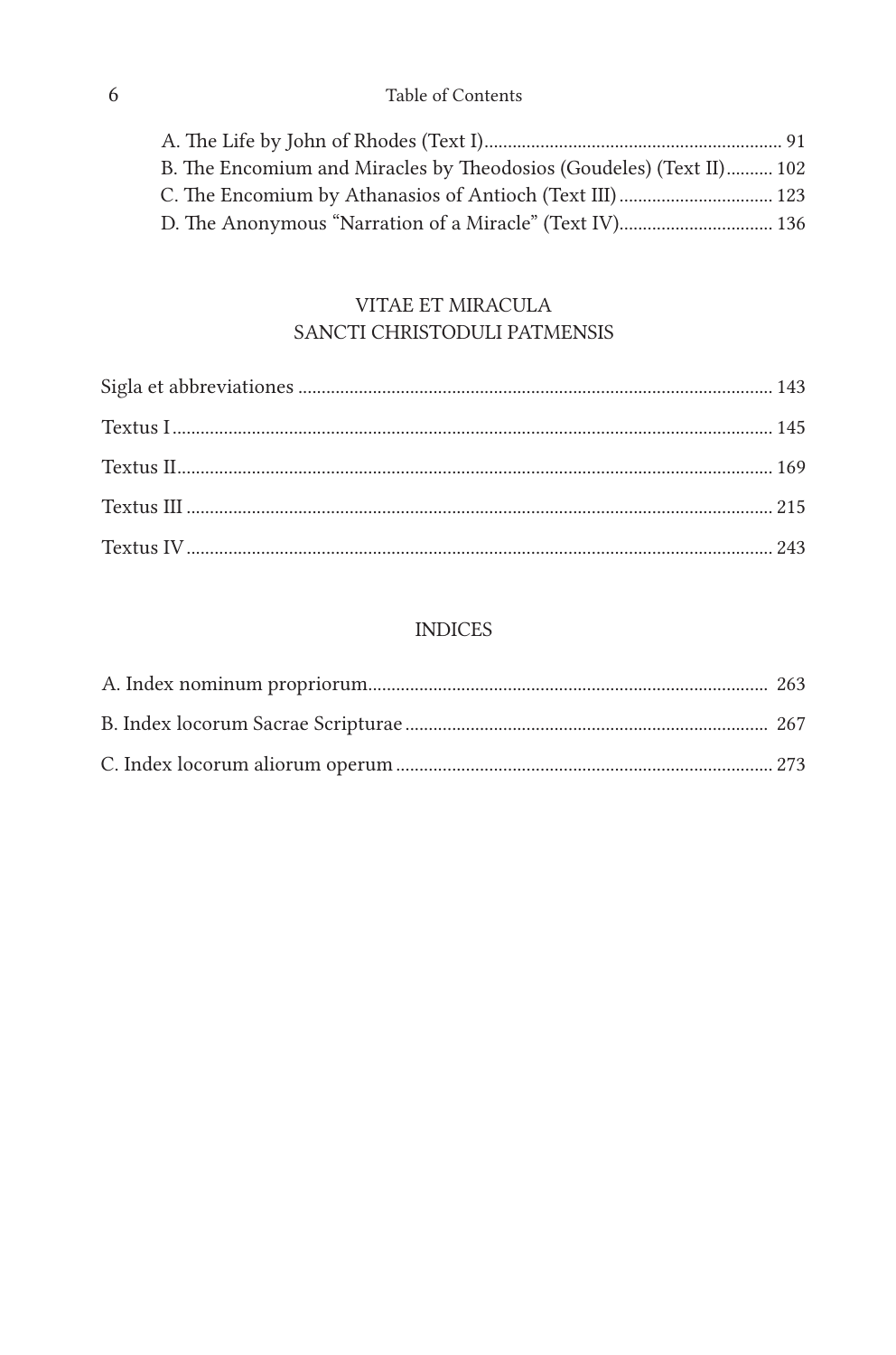A. The Life by John of Rhodes (Text I) ............................................................... 91
B. The Encomium and Miracles by Theodosios (Goudeles) (Text II) .......... 102
C. The Encomium by Athanasios of Antioch (Text III) ................................. 123
D. The Anonymous “Narration of a Miracle” (Text IV) ................................. 136

## VITAE ET MIRACULA SANCTI CHRISTODULI PATMENSIS

Sigla et abbreviationes ..................................................................................................... 143

Textus I ............................................................................................................................... 145

Textus II .............................................................................................................................. 169

Textus III ............................................................................................................................ 215

Textus IV ............................................................................................................................ 243

## INDICES

A. Index nominum propriorum ..................................................................................... 263

B. Index locorum Sacrae Scripturae ............................................................................. 267

C. Index locorum aliorum operum ................................................................................ 273